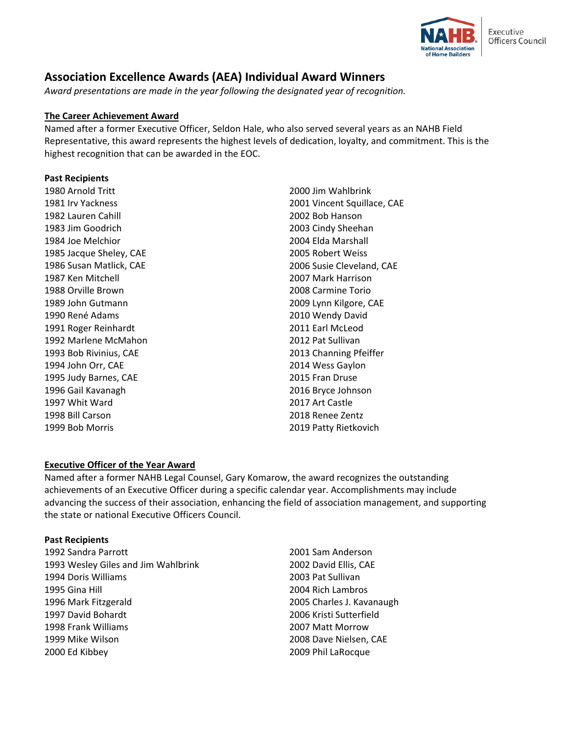# Association Excellence Awards (AEA) Individual Award Winners

*Award presentations are made in the year following the designated year of recognition.*

## The Career Achievement Award

Named after a former Executive Officer, Seldon Hale, who also served several years as an NAHB Field Representative, this award represents the highest levels of dedication, loyalty, and commitment. This is the highest recognition that can be awarded in the EOC.

**Past Recipients**

1980 Arnold Tritt
1981 Irv Yackness
1982 Lauren Cahill
1983 Jim Goodrich
1984 Joe Melchior
1985 Jacque Sheley, CAE
1986 Susan Matlick, CAE
1987 Ken Mitchell
1988 Orville Brown
1989 John Gutmann
1990 René Adams
1991 Roger Reinhardt
1992 Marlene McMahon
1993 Bob Rivinius, CAE
1994 John Orr, CAE
1995 Judy Barnes, CAE
1996 Gail Kavanagh
1997 Whit Ward
1998 Bill Carson
1999 Bob Morris
2000 Jim Wahlbrink
2001 Vincent Squillace, CAE
2002 Bob Hanson
2003 Cindy Sheehan
2004 Elda Marshall
2005 Robert Weiss
2006 Susie Cleveland, CAE
2007 Mark Harrison
2008 Carmine Torio
2009 Lynn Kilgore, CAE
2010 Wendy David
2011 Earl McLeod
2012 Pat Sullivan
2013 Channing Pfeiffer
2014 Wess Gaylon
2015 Fran Druse
2016 Bryce Johnson
2017 Art Castle
2018 Renee Zentz
2019 Patty Rietkovich

## Executive Officer of the Year Award

Named after a former NAHB Legal Counsel, Gary Komarow, the award recognizes the outstanding achievements of an Executive Officer during a specific calendar year. Accomplishments may include advancing the success of their association, enhancing the field of association management, and supporting the state or national Executive Officers Council.

**Past Recipients**

1992 Sandra Parrott
1993 Wesley Giles and Jim Wahlbrink
1994 Doris Williams
1995 Gina Hill
1996 Mark Fitzgerald
1997 David Bohardt
1998 Frank Williams
1999 Mike Wilson
2000 Ed Kibbey
2001 Sam Anderson
2002 David Ellis, CAE
2003 Pat Sullivan
2004 Rich Lambros
2005 Charles J. Kavanaugh
2006 Kristi Sutterfield
2007 Matt Morrow
2008 Dave Nielsen, CAE
2009 Phil LaRocque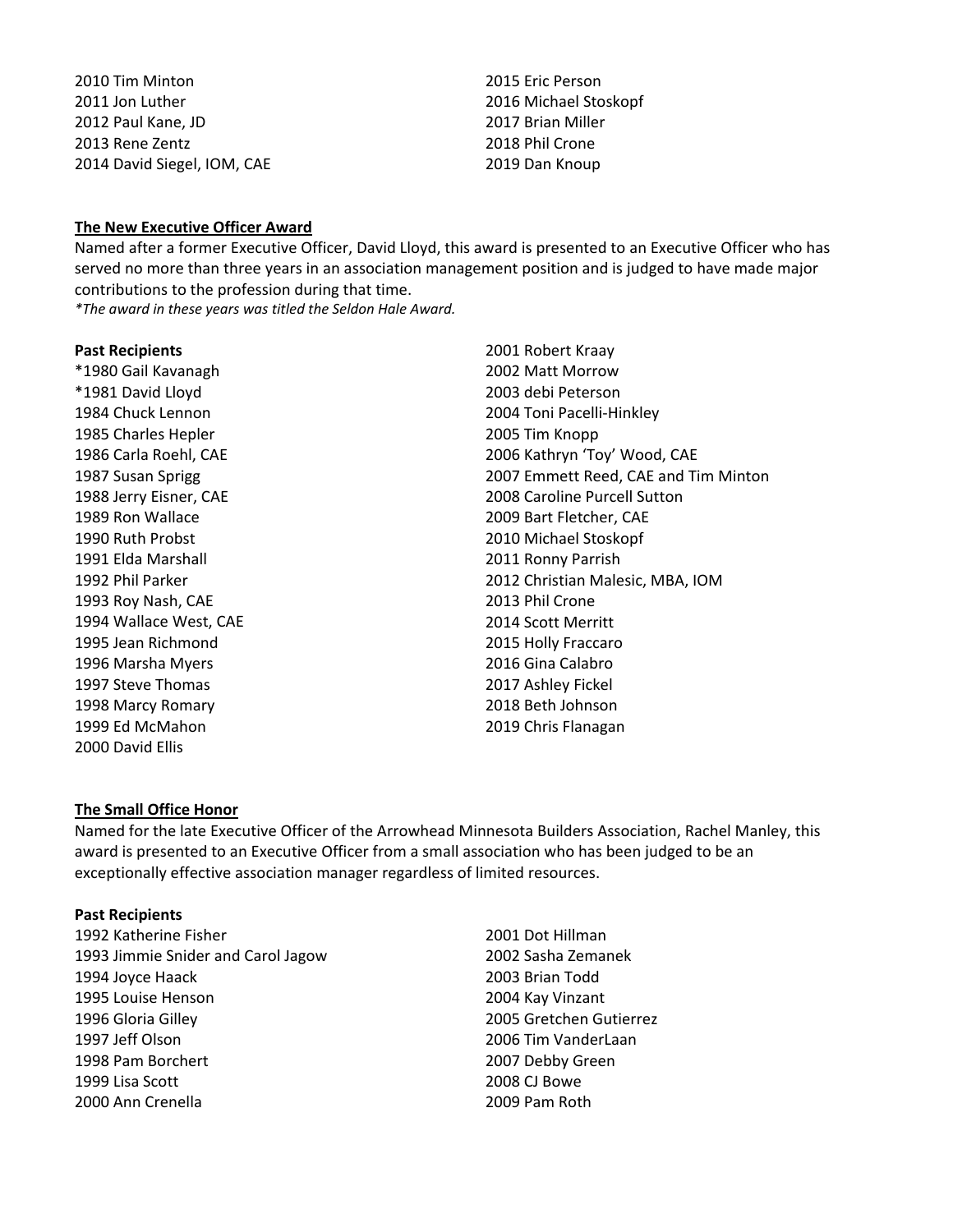2010 Tim Minton
2011 Jon Luther
2012 Paul Kane, JD
2013 Rene Zentz
2014 David Siegel, IOM, CAE
2015 Eric Person
2016 Michael Stoskopf
2017 Brian Miller
2018 Phil Crone
2019 Dan Knoup

## The New Executive Officer Award

Named after a former Executive Officer, David Lloyd, this award is presented to an Executive Officer who has served no more than three years in an association management position and is judged to have made major contributions to the profession during that time.

*\*The award in these years was titled the Seldon Hale Award.*

**Past Recipients**

*1980 Gail Kavanagh
*1981 David Lloyd
1984 Chuck Lennon
1985 Charles Hepler
1986 Carla Roehl, CAE
1987 Susan Sprigg
1988 Jerry Eisner, CAE
1989 Ron Wallace
1990 Ruth Probst
1991 Elda Marshall
1992 Phil Parker
1993 Roy Nash, CAE
1994 Wallace West, CAE
1995 Jean Richmond
1996 Marsha Myers
1997 Steve Thomas
1998 Marcy Romary
1999 Ed McMahon
2000 David Ellis
2001 Robert Kraay
2002 Matt Morrow
2003 debi Peterson
2004 Toni Pacelli-Hinkley
2005 Tim Knopp
2006 Kathryn 'Toy' Wood, CAE
2007 Emmett Reed, CAE and Tim Minton
2008 Caroline Purcell Sutton
2009 Bart Fletcher, CAE
2010 Michael Stoskopf
2011 Ronny Parrish
2012 Christian Malesic, MBA, IOM
2013 Phil Crone
2014 Scott Merritt
2015 Holly Fraccaro
2016 Gina Calabro
2017 Ashley Fickel
2018 Beth Johnson
2019 Chris Flanagan

## The Small Office Honor

Named for the late Executive Officer of the Arrowhead Minnesota Builders Association, Rachel Manley, this award is presented to an Executive Officer from a small association who has been judged to be an exceptionally effective association manager regardless of limited resources.

**Past Recipients**

1992 Katherine Fisher
1993 Jimmie Snider and Carol Jagow
1994 Joyce Haack
1995 Louise Henson
1996 Gloria Gilley
1997 Jeff Olson
1998 Pam Borchert
1999 Lisa Scott
2000 Ann Crenella
2001 Dot Hillman
2002 Sasha Zemanek
2003 Brian Todd
2004 Kay Vinzant
2005 Gretchen Gutierrez
2006 Tim VanderLaan
2007 Debby Green
2008 CJ Bowe
2009 Pam Roth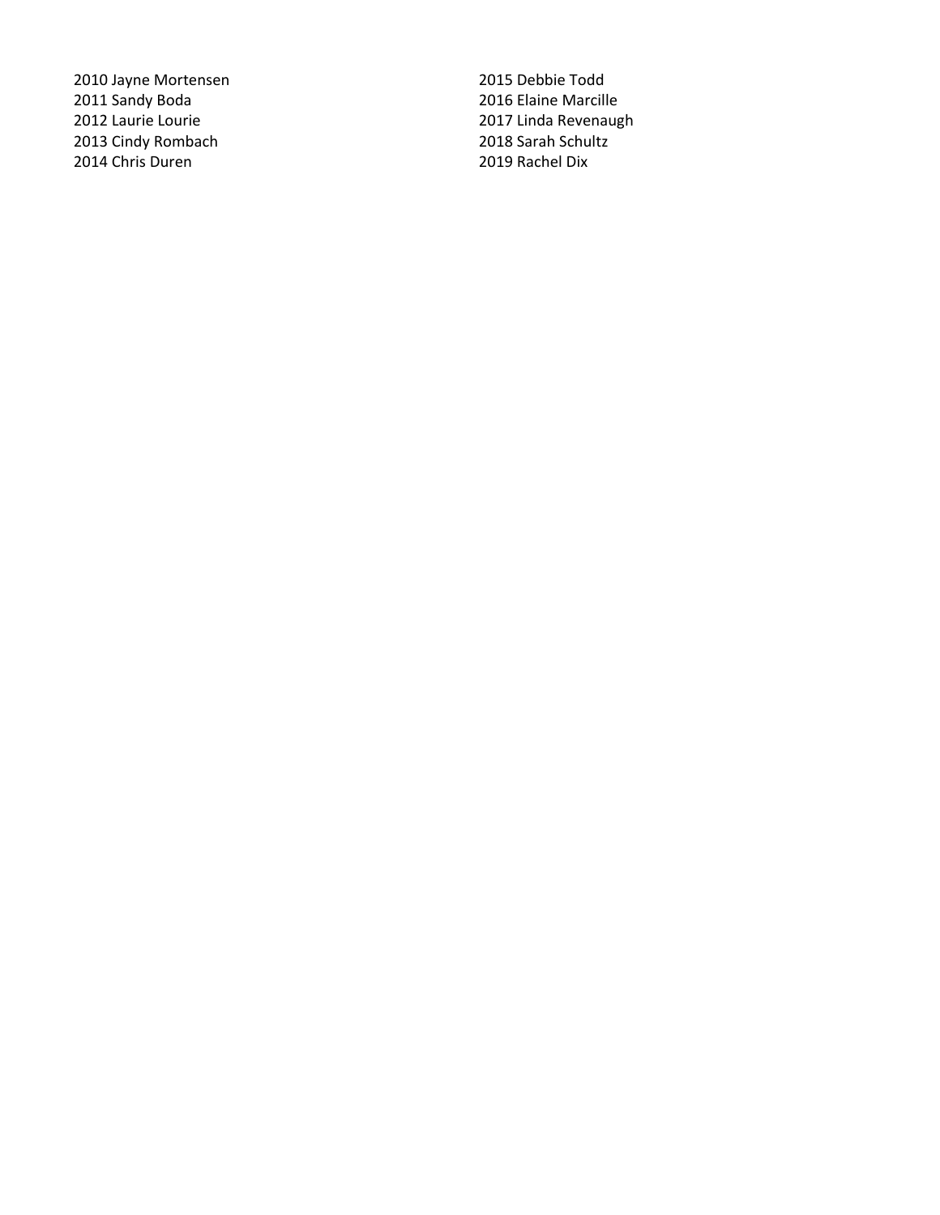2010 Jayne Mortensen
2011 Sandy Boda
2012 Laurie Lourie
2013 Cindy Rombach
2014 Chris Duren
2015 Debbie Todd
2016 Elaine Marcille
2017 Linda Revenaugh
2018 Sarah Schultz
2019 Rachel Dix